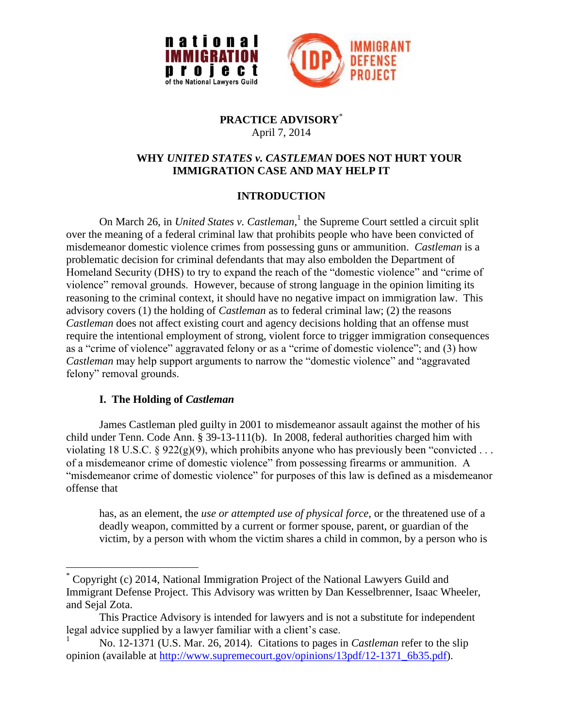# PRACTICE ADVISORY[*]

April 7, 2014

## WHY *UNITED STATES v. CASTLEMAN* DOES NOT HURT YOUR IMMIGRATION CASE AND MAY HELP IT

## INTRODUCTION

On March 26, in *United States v. Castleman*,[1] the Supreme Court settled a circuit split over the meaning of a federal criminal law that prohibits people who have been convicted of misdemeanor domestic violence crimes from possessing guns or ammunition. *Castleman* is a problematic decision for criminal defendants that may also embolden the Department of Homeland Security (DHS) to try to expand the reach of the "domestic violence" and "crime of violence" removal grounds. However, because of strong language in the opinion limiting its reasoning to the criminal context, it should have no negative impact on immigration law. This advisory covers (1) the holding of *Castleman* as to federal criminal law; (2) the reasons *Castleman* does not affect existing court and agency decisions holding that an offense must require the intentional employment of strong, violent force to trigger immigration consequences as a "crime of violence" aggravated felony or as a "crime of domestic violence"; and (3) how *Castleman* may help support arguments to narrow the "domestic violence" and "aggravated felony" removal grounds.

### I. The Holding of *Castleman*

James Castleman pled guilty in 2001 to misdemeanor assault against the mother of his child under Tenn. Code Ann. § 39-13-111(b). In 2008, federal authorities charged him with violating 18 U.S.C. § 922(g)(9), which prohibits anyone who has previously been "convicted . . . of a misdemeanor crime of domestic violence" from possessing firearms or ammunition. A "misdemeanor crime of domestic violence" for purposes of this law is defined as a misdemeanor offense that

> has, as an element, the *use or attempted use of physical force*, or the threatened use of a deadly weapon, committed by a current or former spouse, parent, or guardian of the victim, by a person with whom the victim shares a child in common, by a person who is

---

[*] Copyright (c) 2014, National Immigration Project of the National Lawyers Guild and Immigrant Defense Project. This Advisory was written by Dan Kesselbrenner, Isaac Wheeler, and Sejal Zota.

This Practice Advisory is intended for lawyers and is not a substitute for independent legal advice supplied by a lawyer familiar with a client's case.

[1] No. 12-1371 (U.S. Mar. 26, 2014). Citations to pages in *Castleman* refer to the slip opinion (available at http://www.supremecourt.gov/opinions/13pdf/12-1371_6b35.pdf).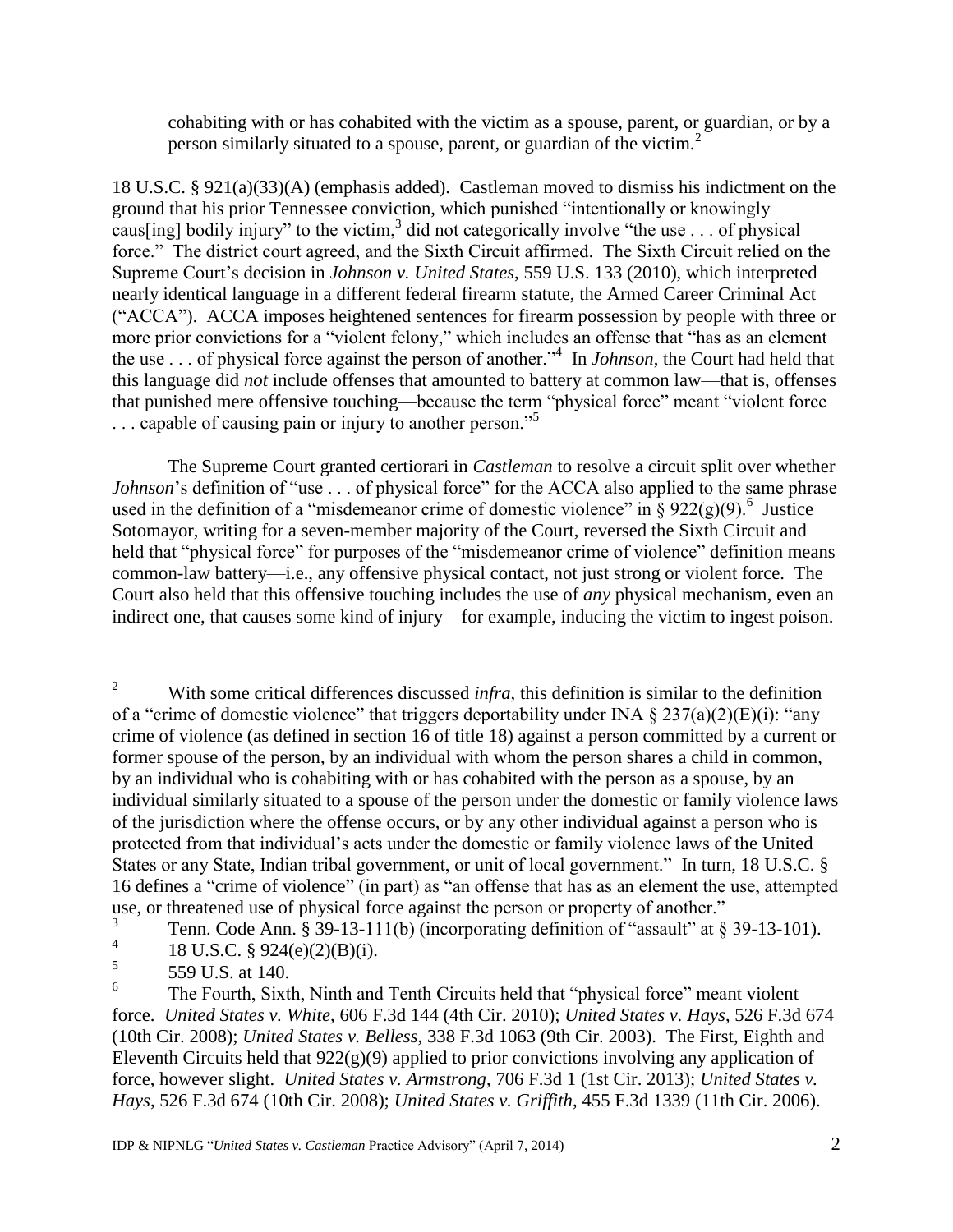> cohabiting with or has cohabited with the victim as a spouse, parent, or guardian, or by a person similarly situated to a spouse, parent, or guardian of the victim.[2]

18 U.S.C. § 921(a)(33)(A) (emphasis added). Castleman moved to dismiss his indictment on the ground that his prior Tennessee conviction, which punished "intentionally or knowingly caus[ing] bodily injury" to the victim,[3] did not categorically involve "the use . . . of physical force." The district court agreed, and the Sixth Circuit affirmed. The Sixth Circuit relied on the Supreme Court's decision in *Johnson v. United States*, 559 U.S. 133 (2010), which interpreted nearly identical language in a different federal firearm statute, the Armed Career Criminal Act ("ACCA"). ACCA imposes heightened sentences for firearm possession by people with three or more prior convictions for a "violent felony," which includes an offense that "has as an element the use . . . of physical force against the person of another."[4] In *Johnson*, the Court had held that this language did *not* include offenses that amounted to battery at common law—that is, offenses that punished mere offensive touching—because the term "physical force" meant "violent force . . . capable of causing pain or injury to another person."[5]

The Supreme Court granted certiorari in *Castleman* to resolve a circuit split over whether *Johnson*'s definition of "use . . . of physical force" for the ACCA also applied to the same phrase used in the definition of a "misdemeanor crime of domestic violence" in § 922(g)(9).[6] Justice Sotomayor, writing for a seven-member majority of the Court, reversed the Sixth Circuit and held that "physical force" for purposes of the "misdemeanor crime of violence" definition means common-law battery—i.e., any offensive physical contact, not just strong or violent force. The Court also held that this offensive touching includes the use of *any* physical mechanism, even an indirect one, that causes some kind of injury—for example, inducing the victim to ingest poison.

---

[2] With some critical differences discussed *infra*, this definition is similar to the definition of a "crime of domestic violence" that triggers deportability under INA § 237(a)(2)(E)(i): "any crime of violence (as defined in section 16 of title 18) against a person committed by a current or former spouse of the person, by an individual with whom the person shares a child in common, by an individual who is cohabiting with or has cohabited with the person as a spouse, by an individual similarly situated to a spouse of the person under the domestic or family violence laws of the jurisdiction where the offense occurs, or by any other individual against a person who is protected from that individual's acts under the domestic or family violence laws of the United States or any State, Indian tribal government, or unit of local government." In turn, 18 U.S.C. § 16 defines a "crime of violence" (in part) as "an offense that has as an element the use, attempted use, or threatened use of physical force against the person or property of another."

[3] Tenn. Code Ann. § 39-13-111(b) (incorporating definition of "assault" at § 39-13-101).

[4] 18 U.S.C. § 924(e)(2)(B)(i).

[5] 559 U.S. at 140.

[6] The Fourth, Sixth, Ninth and Tenth Circuits held that "physical force" meant violent force. *United States v. White*, 606 F.3d 144 (4th Cir. 2010); *United States v. Hays*, 526 F.3d 674 (10th Cir. 2008); *United States v. Belless*, 338 F.3d 1063 (9th Cir. 2003). The First, Eighth and Eleventh Circuits held that 922(g)(9) applied to prior convictions involving any application of force, however slight. *United States v. Armstrong*, 706 F.3d 1 (1st Cir. 2013); *United States v. Hays*, 526 F.3d 674 (10th Cir. 2008); *United States v. Griffith*, 455 F.3d 1339 (11th Cir. 2006).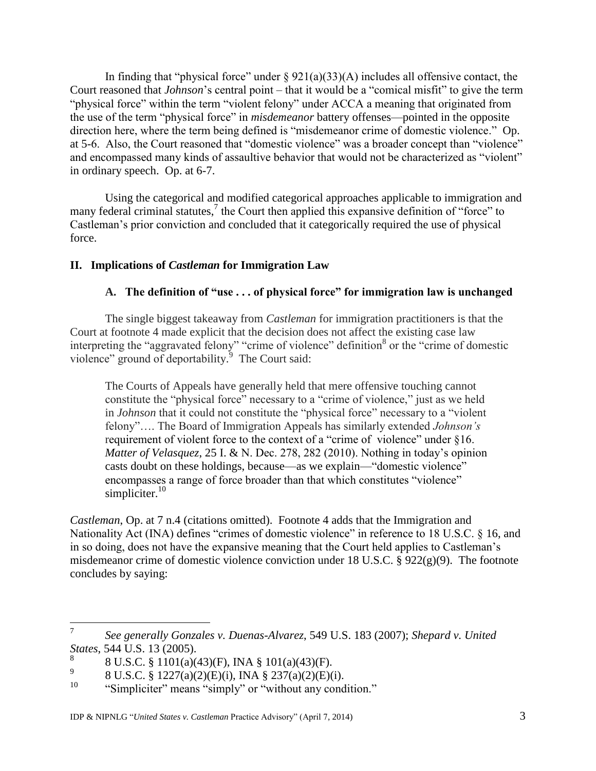In finding that "physical force" under § 921(a)(33)(A) includes all offensive contact, the Court reasoned that *Johnson*'s central point – that it would be a "comical misfit" to give the term "physical force" within the term "violent felony" under ACCA a meaning that originated from the use of the term "physical force" in *misdemeanor* battery offenses—pointed in the opposite direction here, where the term being defined is "misdemeanor crime of domestic violence." Op. at 5-6. Also, the Court reasoned that "domestic violence" was a broader concept than "violence" and encompassed many kinds of assaultive behavior that would not be characterized as "violent" in ordinary speech. Op. at 6-7.

Using the categorical and modified categorical approaches applicable to immigration and many federal criminal statutes,[7] the Court then applied this expansive definition of "force" to Castleman's prior conviction and concluded that it categorically required the use of physical force.

## II. Implications of *Castleman* for Immigration Law

### A. The definition of "use . . . of physical force" for immigration law is unchanged

The single biggest takeaway from *Castleman* for immigration practitioners is that the Court at footnote 4 made explicit that the decision does not affect the existing case law interpreting the "aggravated felony" "crime of violence" definition[8] or the "crime of domestic violence" ground of deportability.[9] The Court said:

> The Courts of Appeals have generally held that mere offensive touching cannot constitute the "physical force" necessary to a "crime of violence," just as we held in *Johnson* that it could not constitute the "physical force" necessary to a "violent felony"…. The Board of Immigration Appeals has similarly extended *Johnson's* requirement of violent force to the context of a "crime of violence" under §16. *Matter of Velasquez*, 25 I. & N. Dec. 278, 282 (2010). Nothing in today's opinion casts doubt on these holdings, because—as we explain—"domestic violence" encompasses a range of force broader than that which constitutes "violence" simpliciter.[10]

*Castleman*, Op. at 7 n.4 (citations omitted). Footnote 4 adds that the Immigration and Nationality Act (INA) defines "crimes of domestic violence" in reference to 18 U.S.C. § 16, and in so doing, does not have the expansive meaning that the Court held applies to Castleman's misdemeanor crime of domestic violence conviction under 18 U.S.C. § 922(g)(9). The footnote concludes by saying:

---

[7] *See generally Gonzales v. Duenas-Alvarez*, 549 U.S. 183 (2007); *Shepard v. United States*, 544 U.S. 13 (2005).

[8] 8 U.S.C. § 1101(a)(43)(F), INA § 101(a)(43)(F).

[9] 8 U.S.C. § 1227(a)(2)(E)(i), INA § 237(a)(2)(E)(i).

[10] "Simpliciter" means "simply" or "without any condition."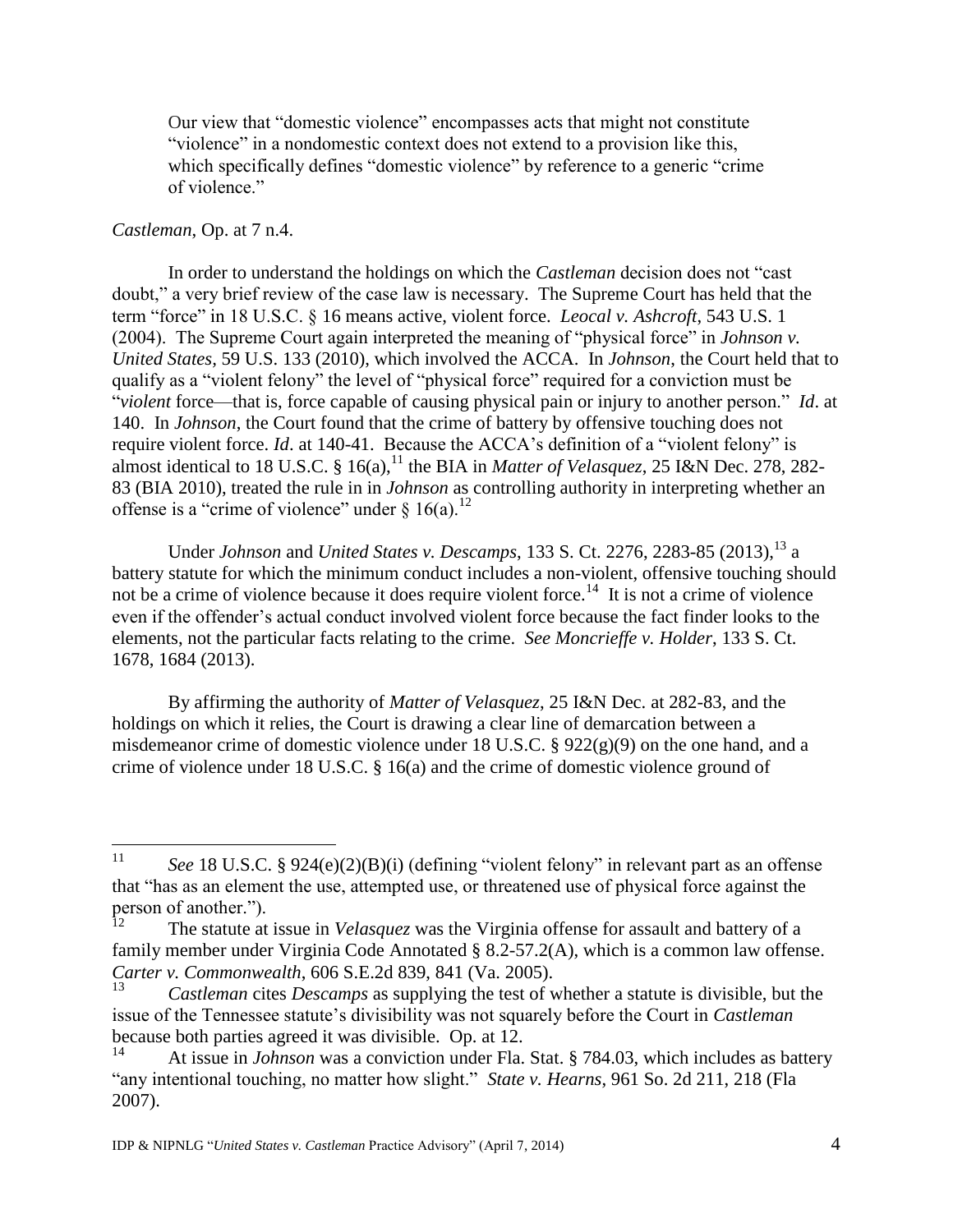> Our view that "domestic violence" encompasses acts that might not constitute "violence" in a nondomestic context does not extend to a provision like this, which specifically defines "domestic violence" by reference to a generic "crime of violence."

*Castleman*, Op. at 7 n.4.

In order to understand the holdings on which the *Castleman* decision does not "cast doubt," a very brief review of the case law is necessary. The Supreme Court has held that the term "force" in 18 U.S.C. § 16 means active, violent force. *Leocal v. Ashcroft*, 543 U.S. 1 (2004). The Supreme Court again interpreted the meaning of "physical force" in *Johnson v. United States*, 59 U.S. 133 (2010), which involved the ACCA. In *Johnson*, the Court held that to qualify as a "violent felony" the level of "physical force" required for a conviction must be "*violent* force—that is, force capable of causing physical pain or injury to another person." *Id*. at 140. In *Johnson*, the Court found that the crime of battery by offensive touching does not require violent force. *Id*. at 140-41. Because the ACCA's definition of a "violent felony" is almost identical to 18 U.S.C. § 16(a),[11] the BIA in *Matter of Velasquez*, 25 I&N Dec. 278, 282-83 (BIA 2010), treated the rule in in *Johnson* as controlling authority in interpreting whether an offense is a "crime of violence" under § 16(a).[12]

Under *Johnson* and *United States v. Descamps*, 133 S. Ct. 2276, 2283-85 (2013),[13] a battery statute for which the minimum conduct includes a non-violent, offensive touching should not be a crime of violence because it does require violent force.[14] It is not a crime of violence even if the offender's actual conduct involved violent force because the fact finder looks to the elements, not the particular facts relating to the crime. *See Moncrieffe v. Holder*, 133 S. Ct. 1678, 1684 (2013).

By affirming the authority of *Matter of Velasquez*, 25 I&N Dec. at 282-83, and the holdings on which it relies, the Court is drawing a clear line of demarcation between a misdemeanor crime of domestic violence under 18 U.S.C. § 922(g)(9) on the one hand, and a crime of violence under 18 U.S.C. § 16(a) and the crime of domestic violence ground of

---

[11] *See* 18 U.S.C. § 924(e)(2)(B)(i) (defining "violent felony" in relevant part as an offense that "has as an element the use, attempted use, or threatened use of physical force against the person of another.").

[12] The statute at issue in *Velasquez* was the Virginia offense for assault and battery of a family member under Virginia Code Annotated § 8.2-57.2(A), which is a common law offense. *Carter v. Commonwealth*, 606 S.E.2d 839, 841 (Va. 2005).

[13] *Castleman* cites *Descamps* as supplying the test of whether a statute is divisible, but the issue of the Tennessee statute's divisibility was not squarely before the Court in *Castleman* because both parties agreed it was divisible. Op. at 12.

[14] At issue in *Johnson* was a conviction under Fla. Stat. § 784.03, which includes as battery "any intentional touching, no matter how slight." *State v. Hearns*, 961 So. 2d 211, 218 (Fla 2007).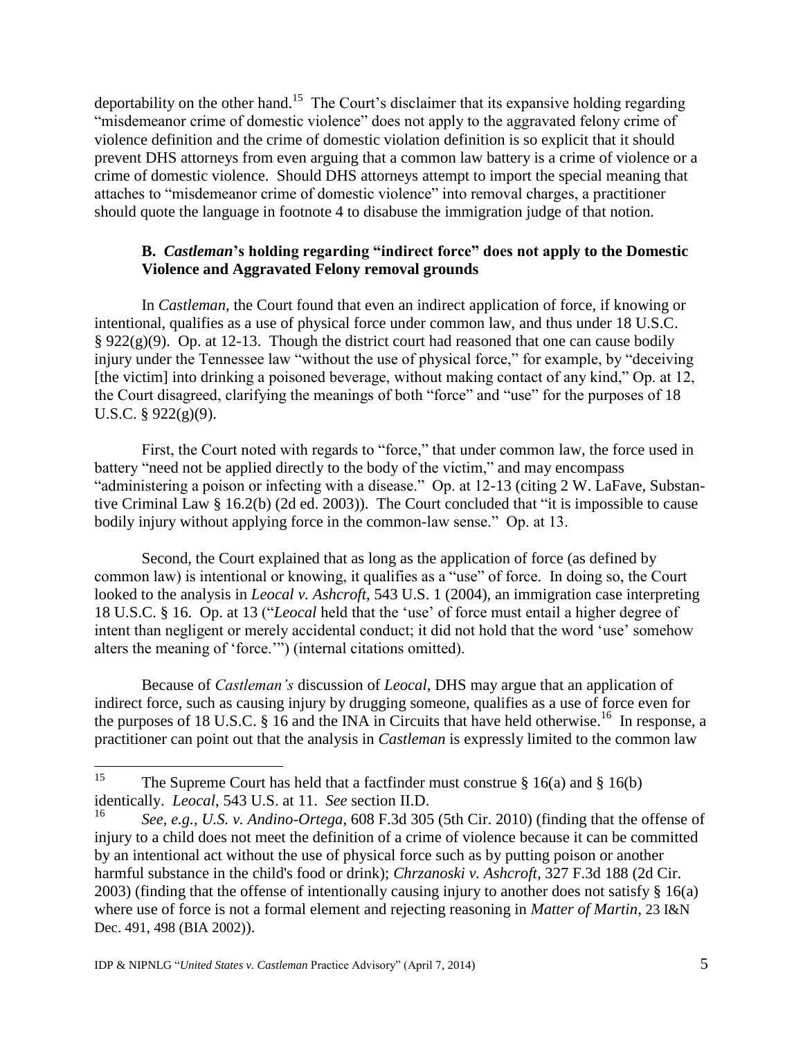deportability on the other hand.[15] The Court's disclaimer that its expansive holding regarding "misdemeanor crime of domestic violence" does not apply to the aggravated felony crime of violence definition and the crime of domestic violation definition is so explicit that it should prevent DHS attorneys from even arguing that a common law battery is a crime of violence or a crime of domestic violence. Should DHS attorneys attempt to import the special meaning that attaches to "misdemeanor crime of domestic violence" into removal charges, a practitioner should quote the language in footnote 4 to disabuse the immigration judge of that notion.

### B. *Castleman*'s holding regarding "indirect force" does not apply to the Domestic Violence and Aggravated Felony removal grounds

In *Castleman*, the Court found that even an indirect application of force, if knowing or intentional, qualifies as a use of physical force under common law, and thus under 18 U.S.C. § 922(g)(9). Op. at 12-13. Though the district court had reasoned that one can cause bodily injury under the Tennessee law "without the use of physical force," for example, by "deceiving [the victim] into drinking a poisoned beverage, without making contact of any kind," Op. at 12, the Court disagreed, clarifying the meanings of both "force" and "use" for the purposes of 18 U.S.C. § 922(g)(9).

First, the Court noted with regards to "force," that under common law, the force used in battery "need not be applied directly to the body of the victim," and may encompass "administering a poison or infecting with a disease." Op. at 12-13 (citing 2 W. LaFave, Substantive Criminal Law § 16.2(b) (2d ed. 2003)). The Court concluded that "it is impossible to cause bodily injury without applying force in the common-law sense." Op. at 13.

Second, the Court explained that as long as the application of force (as defined by common law) is intentional or knowing, it qualifies as a "use" of force. In doing so, the Court looked to the analysis in *Leocal v. Ashcroft*, 543 U.S. 1 (2004), an immigration case interpreting 18 U.S.C. § 16. Op. at 13 ("*Leocal* held that the 'use' of force must entail a higher degree of intent than negligent or merely accidental conduct; it did not hold that the word 'use' somehow alters the meaning of 'force.'") (internal citations omitted).

Because of *Castleman's* discussion of *Leocal*, DHS may argue that an application of indirect force, such as causing injury by drugging someone, qualifies as a use of force even for the purposes of 18 U.S.C. § 16 and the INA in Circuits that have held otherwise.[16] In response, a practitioner can point out that the analysis in *Castleman* is expressly limited to the common law

---

[15] The Supreme Court has held that a factfinder must construe § 16(a) and § 16(b) identically. *Leocal*, 543 U.S. at 11. *See* section II.D.

[16] *See, e.g., U.S. v. Andino-Ortega*, 608 F.3d 305 (5th Cir. 2010) (finding that the offense of injury to a child does not meet the definition of a crime of violence because it can be committed by an intentional act without the use of physical force such as by putting poison or another harmful substance in the child's food or drink); *Chrzanoski v. Ashcroft*, 327 F.3d 188 (2d Cir. 2003) (finding that the offense of intentionally causing injury to another does not satisfy § 16(a) where use of force is not a formal element and rejecting reasoning in *Matter of Martin*, 23 I&N Dec. 491, 498 (BIA 2002)).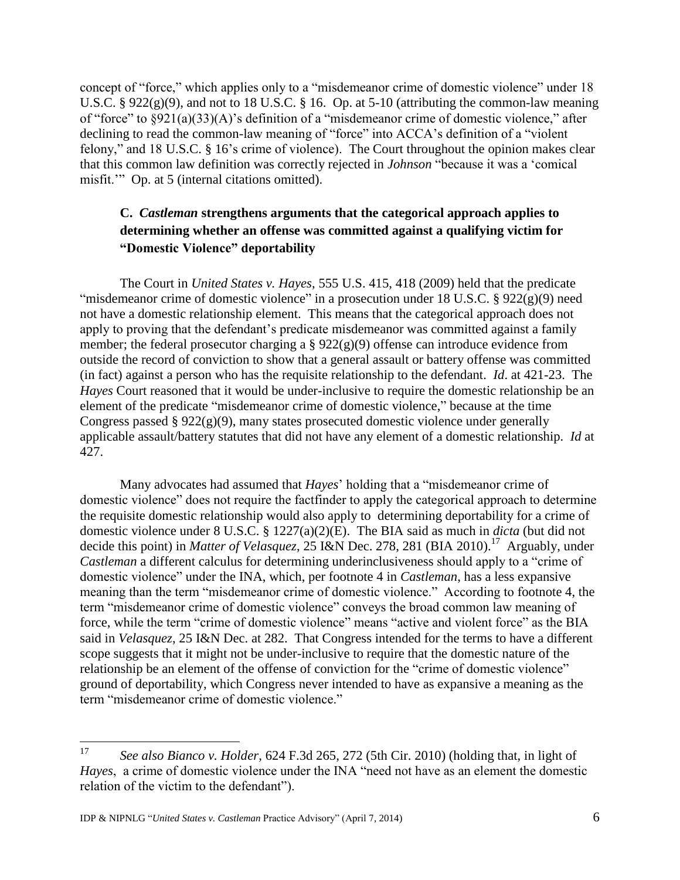concept of "force," which applies only to a "misdemeanor crime of domestic violence" under 18 U.S.C. § 922(g)(9), and not to 18 U.S.C. § 16. Op. at 5-10 (attributing the common-law meaning of "force" to §921(a)(33)(A)'s definition of a "misdemeanor crime of domestic violence," after declining to read the common-law meaning of "force" into ACCA's definition of a "violent felony," and 18 U.S.C. § 16's crime of violence). The Court throughout the opinion makes clear that this common law definition was correctly rejected in *Johnson* "because it was a 'comical misfit.'" Op. at 5 (internal citations omitted).

### C. *Castleman* strengthens arguments that the categorical approach applies to determining whether an offense was committed against a qualifying victim for "Domestic Violence" deportability

The Court in *United States v. Hayes*, 555 U.S. 415, 418 (2009) held that the predicate "misdemeanor crime of domestic violence" in a prosecution under 18 U.S.C. § 922(g)(9) need not have a domestic relationship element. This means that the categorical approach does not apply to proving that the defendant's predicate misdemeanor was committed against a family member; the federal prosecutor charging a § 922(g)(9) offense can introduce evidence from outside the record of conviction to show that a general assault or battery offense was committed (in fact) against a person who has the requisite relationship to the defendant. *Id*. at 421-23. The *Hayes* Court reasoned that it would be under-inclusive to require the domestic relationship be an element of the predicate "misdemeanor crime of domestic violence," because at the time Congress passed § 922(g)(9), many states prosecuted domestic violence under generally applicable assault/battery statutes that did not have any element of a domestic relationship. *Id* at 427.

Many advocates had assumed that *Hayes*' holding that a "misdemeanor crime of domestic violence" does not require the factfinder to apply the categorical approach to determine the requisite domestic relationship would also apply to determining deportability for a crime of domestic violence under 8 U.S.C. § 1227(a)(2)(E). The BIA said as much in *dicta* (but did not decide this point) in *Matter of Velasquez*, 25 I&N Dec. 278, 281 (BIA 2010).[17] Arguably, under *Castleman* a different calculus for determining underinclusiveness should apply to a "crime of domestic violence" under the INA, which, per footnote 4 in *Castleman*, has a less expansive meaning than the term "misdemeanor crime of domestic violence." According to footnote 4, the term "misdemeanor crime of domestic violence" conveys the broad common law meaning of force, while the term "crime of domestic violence" means "active and violent force" as the BIA said in *Velasquez*, 25 I&N Dec. at 282. That Congress intended for the terms to have a different scope suggests that it might not be under-inclusive to require that the domestic nature of the relationship be an element of the offense of conviction for the "crime of domestic violence" ground of deportability, which Congress never intended to have as expansive a meaning as the term "misdemeanor crime of domestic violence."

---

[17] *See also Bianco v. Holder*, 624 F.3d 265, 272 (5th Cir. 2010) (holding that, in light of *Hayes*, a crime of domestic violence under the INA "need not have as an element the domestic relation of the victim to the defendant").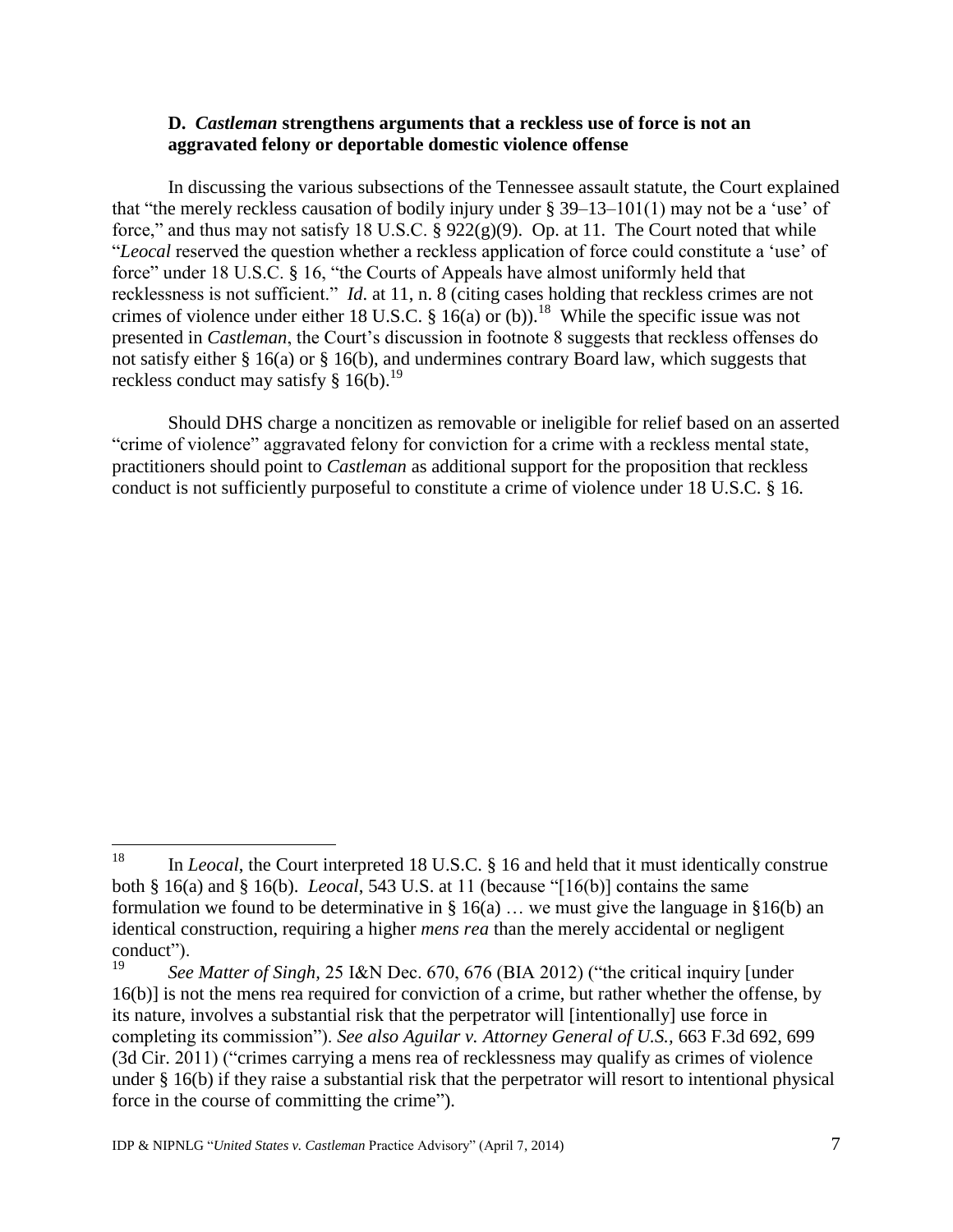### D. *Castleman* strengthens arguments that a reckless use of force is not an aggravated felony or deportable domestic violence offense

In discussing the various subsections of the Tennessee assault statute, the Court explained that "the merely reckless causation of bodily injury under § 39–13–101(1) may not be a 'use' of force," and thus may not satisfy 18 U.S.C. § 922(g)(9). Op. at 11. The Court noted that while "*Leocal* reserved the question whether a reckless application of force could constitute a 'use' of force" under 18 U.S.C. § 16, "the Courts of Appeals have almost uniformly held that recklessness is not sufficient." *Id*. at 11, n. 8 (citing cases holding that reckless crimes are not crimes of violence under either 18 U.S.C. § 16(a) or (b)).[18] While the specific issue was not presented in *Castleman*, the Court's discussion in footnote 8 suggests that reckless offenses do not satisfy either § 16(a) or § 16(b), and undermines contrary Board law, which suggests that reckless conduct may satisfy § 16(b).[19]

Should DHS charge a noncitizen as removable or ineligible for relief based on an asserted "crime of violence" aggravated felony for conviction for a crime with a reckless mental state, practitioners should point to *Castleman* as additional support for the proposition that reckless conduct is not sufficiently purposeful to constitute a crime of violence under 18 U.S.C. § 16.

---

[18] In *Leocal*, the Court interpreted 18 U.S.C. § 16 and held that it must identically construe both § 16(a) and § 16(b). *Leocal*, 543 U.S. at 11 (because "[16(b)] contains the same formulation we found to be determinative in § 16(a) … we must give the language in §16(b) an identical construction, requiring a higher *mens rea* than the merely accidental or negligent conduct").

[19] *See Matter of Singh,* 25 I&N Dec. 670, 676 (BIA 2012) ("the critical inquiry [under 16(b)] is not the mens rea required for conviction of a crime, but rather whether the offense, by its nature, involves a substantial risk that the perpetrator will [intentionally] use force in completing its commission"). *See also Aguilar v. Attorney General of U.S.,* 663 F.3d 692, 699 (3d Cir. 2011) ("crimes carrying a mens rea of recklessness may qualify as crimes of violence under § 16(b) if they raise a substantial risk that the perpetrator will resort to intentional physical force in the course of committing the crime").